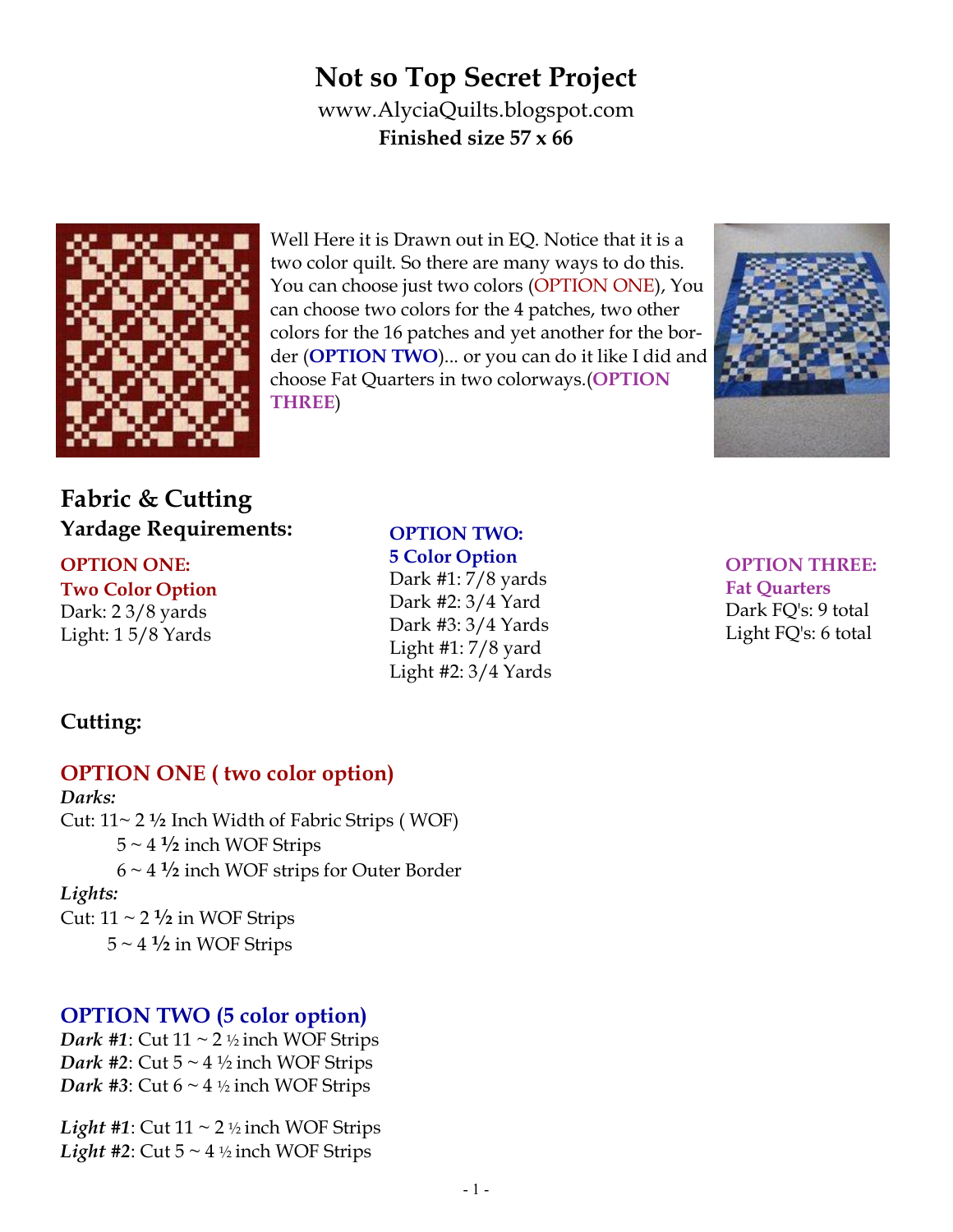# Not so Top Secret Project

www.AlyciaQuilts.blogspot.com

**Finished size 57 x 66**

Well Here it is Drawn out in EQ. Notice that it is a two color quilt. So there are many ways to do this. You can choose just two colors (OPTION ONE), You can choose two colors for the 4 patches, two other colors for the 16 patches and yet another for the border (**OPTION TWO**)... or you can do it like I did and choose Fat Quarters in two colorways.(**OPTION THREE**)

## Fabric & Cutting

### Yardage Requirements:

**OPTION ONE:**
**Two Color Option**
Dark: 2 3/8 yards
Light: 1 5/8 Yards

**OPTION TWO:**
**5 Color Option**
Dark #1: 7/8 yards
Dark #2: 3/4 Yard
Dark #3: 3/4 Yards
Light #1: 7/8 yard
Light #2: 3/4 Yards

**OPTION THREE:**
**Fat Quarters**
Dark FQ's: 9 total
Light FQ's: 6 total

### Cutting:

## OPTION ONE ( two color option)

***Darks:***

Cut: 11~ 2 **½** Inch Width of Fabric Strips ( WOF)
5 ~ 4 **½** inch WOF Strips
6 ~ 4 **½** inch WOF strips for Outer Border

***Lights:***

Cut: 11 ~ 2 **½** in WOF Strips
5 ~ 4 **½** in WOF Strips

## OPTION TWO (5 color option)

***Dark #1***: Cut 11 ~ 2 ½ inch WOF Strips
***Dark #2***: Cut 5 ~ 4 ½ inch WOF Strips
***Dark #3***: Cut 6 ~ 4 ½ inch WOF Strips

***Light #1***: Cut 11 ~ 2 ½ inch WOF Strips
***Light #2***: Cut 5 ~ 4 ½ inch WOF Strips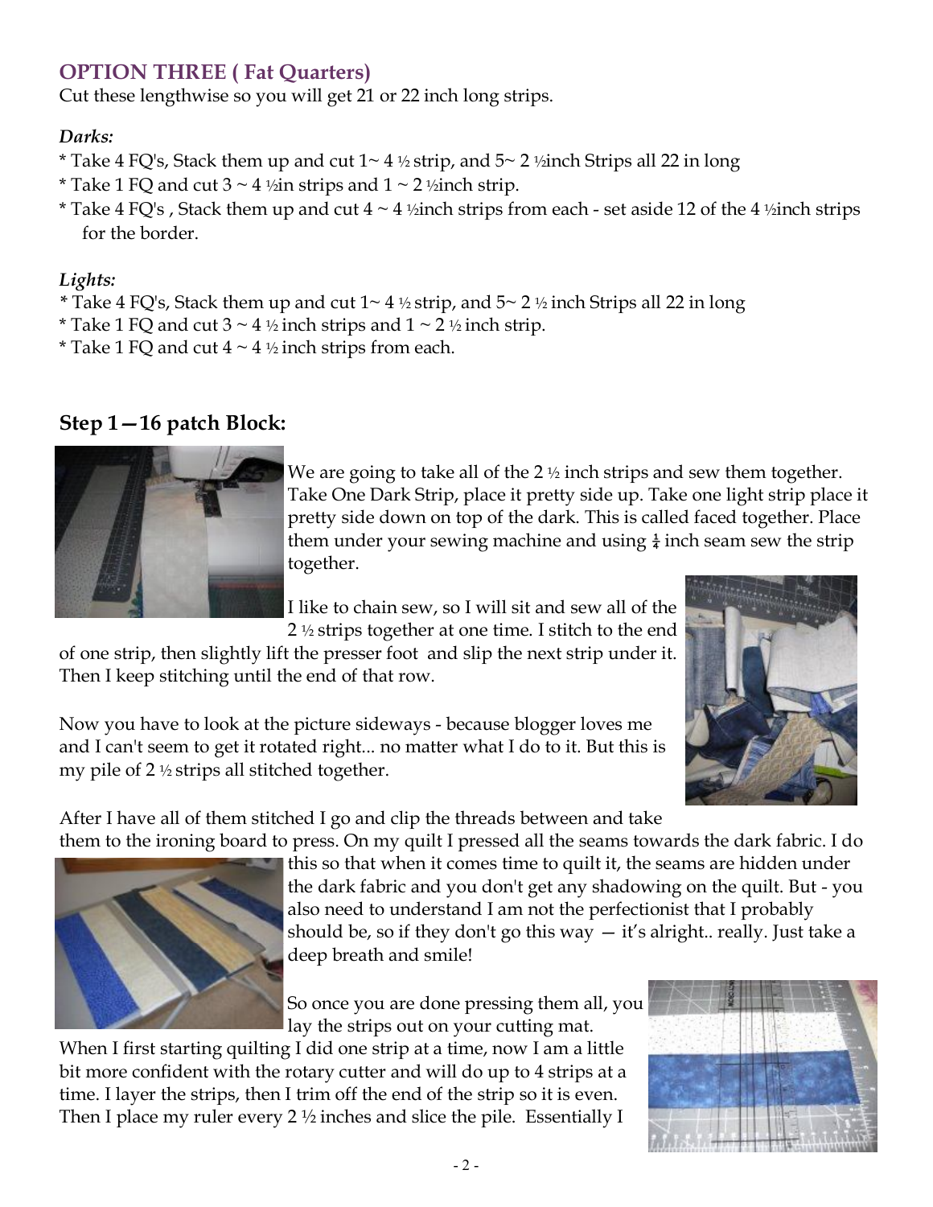## OPTION THREE ( Fat Quarters)

Cut these lengthwise so you will get 21 or 22 inch long strips.

*Darks:*

* Take 4 FQ's, Stack them up and cut 1~ 4 ½ strip, and 5~ 2 ½inch Strips all 22 in long
* Take 1 FQ and cut 3 ~ 4 ½in strips and 1 ~ 2 ½inch strip.
* Take 4 FQ's , Stack them up and cut 4 ~ 4 ½inch strips from each - set aside 12 of the 4 ½inch strips for the border.

*Lights:*

* Take 4 FQ's, Stack them up and cut 1~ 4 ½ strip, and 5~ 2 ½ inch Strips all 22 in long
* Take 1 FQ and cut 3 ~ 4 ½ inch strips and 1 ~ 2 ½ inch strip.
* Take 1 FQ and cut 4 ~ 4 ½ inch strips from each.

## Step 1—16 patch Block:

We are going to take all of the 2 ½ inch strips and sew them together. Take One Dark Strip, place it pretty side up. Take one light strip place it pretty side down on top of the dark. This is called faced together. Place them under your sewing machine and using ¼ inch seam sew the strip together.

I like to chain sew, so I will sit and sew all of the 2 ½ strips together at one time. I stitch to the end of one strip, then slightly lift the presser foot and slip the next strip under it. Then I keep stitching until the end of that row.

Now you have to look at the picture sideways - because blogger loves me and I can't seem to get it rotated right... no matter what I do to it. But this is my pile of 2 ½ strips all stitched together.

After I have all of them stitched I go and clip the threads between and take them to the ironing board to press. On my quilt I pressed all the seams towards the dark fabric. I do this so that when it comes time to quilt it, the seams are hidden under the dark fabric and you don't get any shadowing on the quilt. But - you also need to understand I am not the perfectionist that I probably should be, so if they don't go this way — it's alright.. really. Just take a deep breath and smile!

So once you are done pressing them all, you lay the strips out on your cutting mat. When I first starting quilting I did one strip at a time, now I am a little bit more confident with the rotary cutter and will do up to 4 strips at a time. I layer the strips, then I trim off the end of the strip so it is even. Then I place my ruler every 2 ½ inches and slice the pile. Essentially I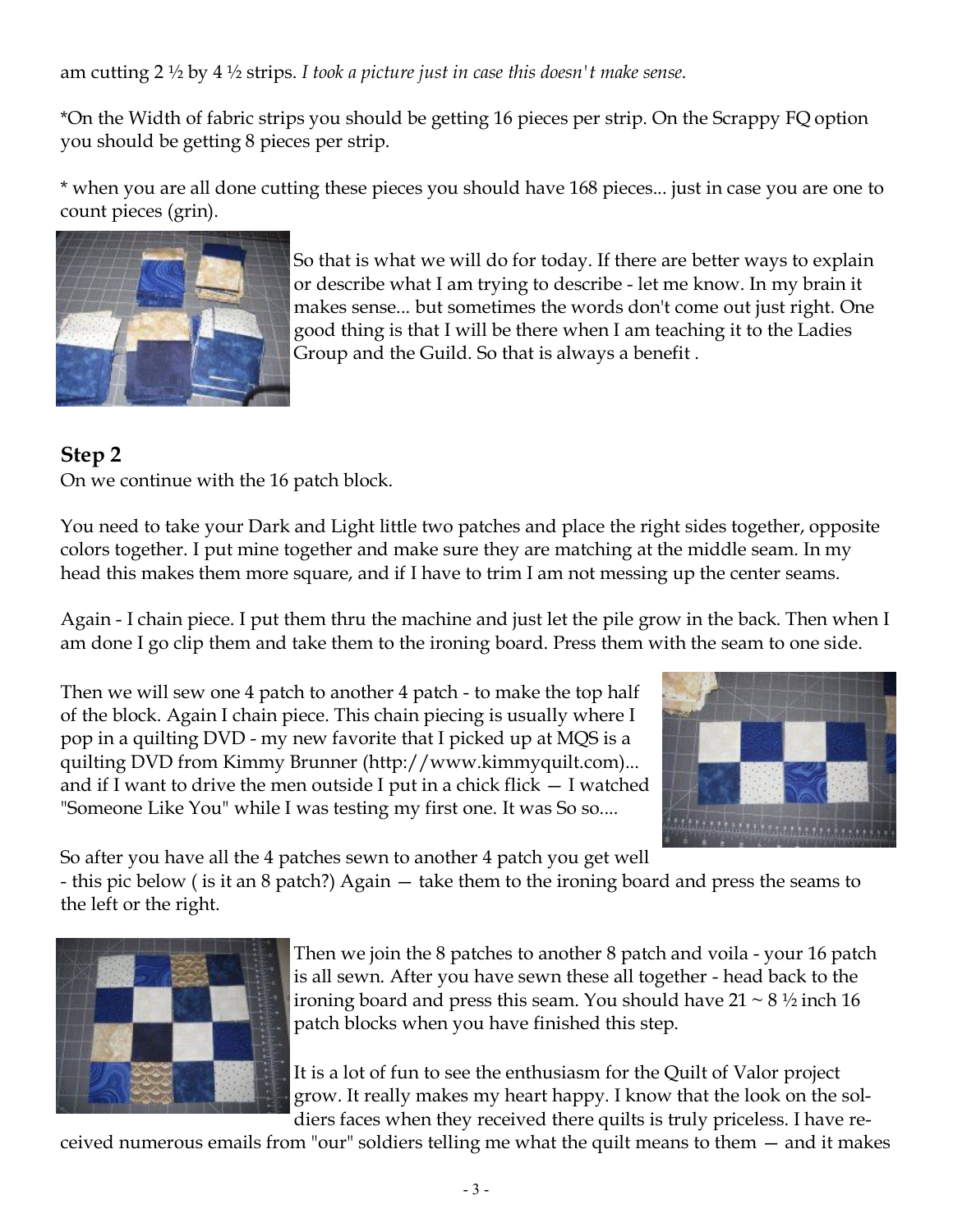am cutting 2 ½ by 4 ½ strips. *I took a picture just in case this doesn't make sense.*

*On the Width of fabric strips you should be getting 16 pieces per strip. On the Scrappy FQ option you should be getting 8 pieces per strip.

* when you are all done cutting these pieces you should have 168 pieces... just in case you are one to count pieces (grin).

So that is what we will do for today. If there are better ways to explain or describe what I am trying to describe - let me know. In my brain it makes sense... but sometimes the words don't come out just right. One good thing is that I will be there when I am teaching it to the Ladies Group and the Guild. So that is always a benefit .

## Step 2

On we continue with the 16 patch block.

You need to take your Dark and Light little two patches and place the right sides together, opposite colors together. I put mine together and make sure they are matching at the middle seam. In my head this makes them more square, and if I have to trim I am not messing up the center seams.

Again - I chain piece. I put them thru the machine and just let the pile grow in the back. Then when I am done I go clip them and take them to the ironing board. Press them with the seam to one side.

Then we will sew one 4 patch to another 4 patch - to make the top half of the block. Again I chain piece. This chain piecing is usually where I pop in a quilting DVD - my new favorite that I picked up at MQS is a quilting DVD from Kimmy Brunner (http://www.kimmyquilt.com)... and if I want to drive the men outside I put in a chick flick — I watched "Someone Like You" while I was testing my first one. It was So so....

So after you have all the 4 patches sewn to another 4 patch you get well - this pic below ( is it an 8 patch?) Again — take them to the ironing board and press the seams to the left or the right.

Then we join the 8 patches to another 8 patch and voila - your 16 patch is all sewn. After you have sewn these all together - head back to the ironing board and press this seam. You should have 21 ~ 8 ½ inch 16 patch blocks when you have finished this step.

It is a lot of fun to see the enthusiasm for the Quilt of Valor project grow. It really makes my heart happy. I know that the look on the soldiers faces when they received there quilts is truly priceless. I have received numerous emails from "our" soldiers telling me what the quilt means to them — and it makes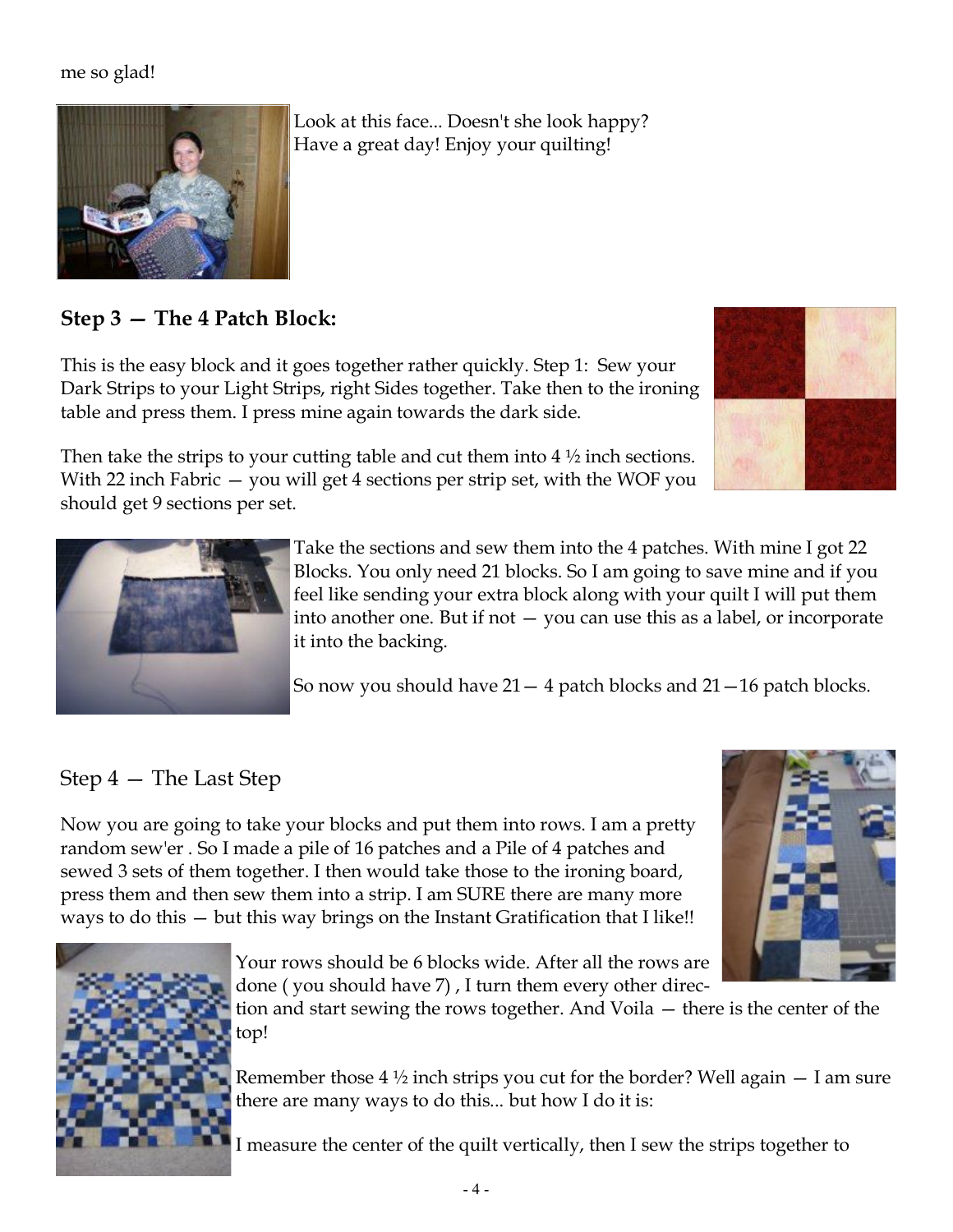me so glad!

Look at this face... Doesn't she look happy? Have a great day! Enjoy your quilting!

## Step 3 — The 4 Patch Block:

This is the easy block and it goes together rather quickly. Step 1: Sew your Dark Strips to your Light Strips, right Sides together. Take then to the ironing table and press them. I press mine again towards the dark side.

Then take the strips to your cutting table and cut them into 4 ½ inch sections. With 22 inch Fabric — you will get 4 sections per strip set, with the WOF you should get 9 sections per set.

Take the sections and sew them into the 4 patches. With mine I got 22 Blocks. You only need 21 blocks. So I am going to save mine and if you feel like sending your extra block along with your quilt I will put them into another one. But if not — you can use this as a label, or incorporate it into the backing.

So now you should have 21— 4 patch blocks and 21—16 patch blocks.

## Step 4 — The Last Step

Now you are going to take your blocks and put them into rows. I am a pretty random sew'er . So I made a pile of 16 patches and a Pile of 4 patches and sewed 3 sets of them together. I then would take those to the ironing board, press them and then sew them into a strip. I am SURE there are many more ways to do this — but this way brings on the Instant Gratification that I like!!

Your rows should be 6 blocks wide. After all the rows are done ( you should have 7) , I turn them every other direction and start sewing the rows together. And Voila — there is the center of the top!

Remember those 4 ½ inch strips you cut for the border? Well again — I am sure there are many ways to do this... but how I do it is:

I measure the center of the quilt vertically, then I sew the strips together to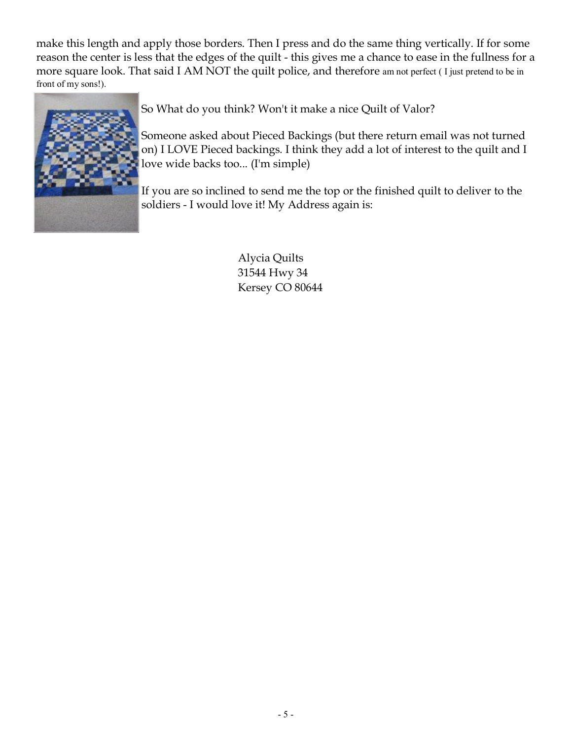make this length and apply those borders. Then I press and do the same thing vertically. If for some reason the center is less that the edges of the quilt - this gives me a chance to ease in the fullness for a more square look. That said I AM NOT the quilt police, and therefore am not perfect ( I just pretend to be in front of my sons!).

So What do you think? Won't it make a nice Quilt of Valor?

Someone asked about Pieced Backings (but there return email was not turned on) I LOVE Pieced backings. I think they add a lot of interest to the quilt and I love wide backs too... (I'm simple)

If you are so inclined to send me the top or the finished quilt to deliver to the soldiers - I would love it! My Address again is:

Alycia Quilts  
31544 Hwy 34  
Kersey CO 80644